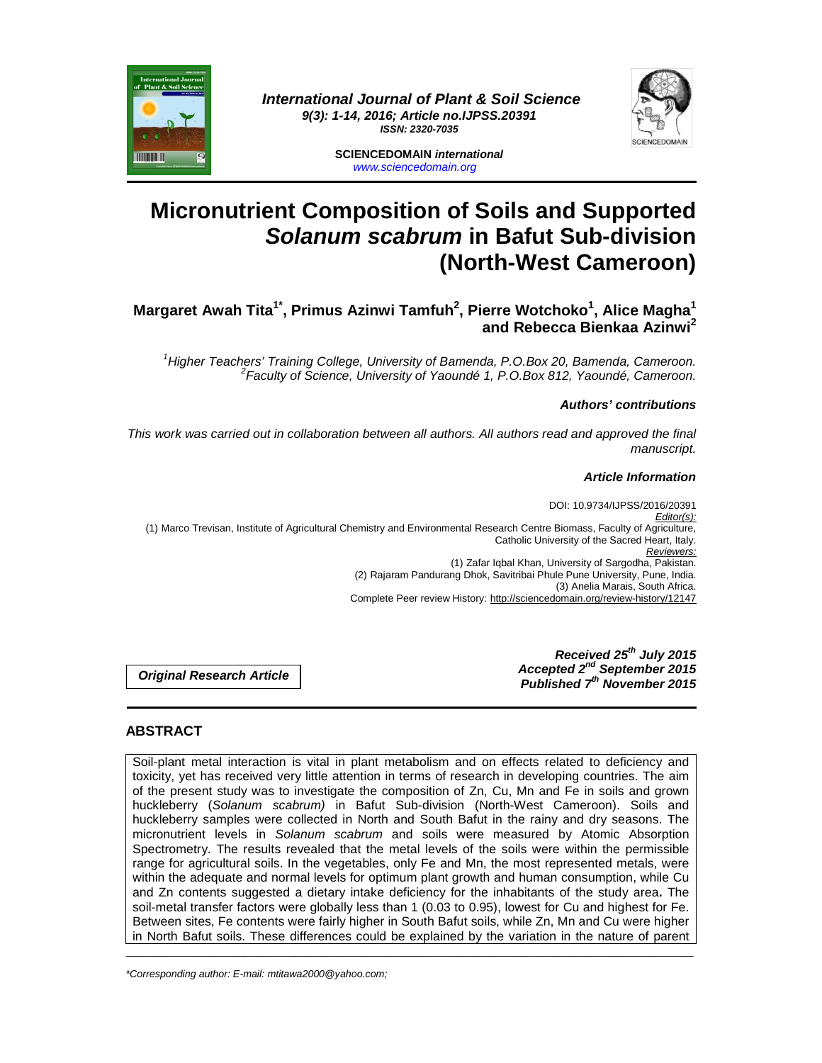International Journal of Plant & Soil Science
9(3): 1-14, 2016; Article no.IJPSS.20391
ISSN: 2320-7035

SCIENCEDOMAIN *international*
www.sciencedomain.org

# Micronutrient Composition of Soils and Supported *Solanum scabrum* in Bafut Sub-division (North-West Cameroon)

**Margaret Awah Tita[1*], Primus Azinwi Tamfuh[2], Pierre Wotchoko[1], Alice Magha[1] and Rebecca Bienkaa Azinwi[2]**

[1]*Higher Teachers' Training College, University of Bamenda, P.O.Box 20, Bamenda, Cameroon.*
[2]*Faculty of Science, University of Yaoundé 1, P.O.Box 812, Yaoundé, Cameroon.*

***Authors' contributions***

*This work was carried out in collaboration between all authors. All authors read and approved the final manuscript.*

***Article Information***

DOI: 10.9734/IJPSS/2016/20391
Editor(s):
(1) Marco Trevisan, Institute of Agricultural Chemistry and Environmental Research Centre Biomass, Faculty of Agriculture, Catholic University of the Sacred Heart, Italy.
Reviewers:
(1) Zafar Iqbal Khan, University of Sargodha, Pakistan.
(2) Rajaram Pandurang Dhok, Savitribai Phule Pune University, Pune, India.
(3) Anelia Marais, South Africa.
Complete Peer review History: http://sciencedomain.org/review-history/12147

**Original Research Article**

***Received 25th July 2015***
***Accepted 2nd September 2015***
***Published 7th November 2015***

## ABSTRACT

Soil-plant metal interaction is vital in plant metabolism and on effects related to deficiency and toxicity, yet has received very little attention in terms of research in developing countries. The aim of the present study was to investigate the composition of Zn, Cu, Mn and Fe in soils and grown huckleberry (*Solanum scabrum)* in Bafut Sub-division (North-West Cameroon). Soils and huckleberry samples were collected in North and South Bafut in the rainy and dry seasons. The micronutrient levels in *Solanum scabrum* and soils were measured by Atomic Absorption Spectrometry. The results revealed that the metal levels of the soils were within the permissible range for agricultural soils. In the vegetables, only Fe and Mn, the most represented metals, were within the adequate and normal levels for optimum plant growth and human consumption, while Cu and Zn contents suggested a dietary intake deficiency for the inhabitants of the study area**.** The soil-metal transfer factors were globally less than 1 (0.03 to 0.95), lowest for Cu and highest for Fe. Between sites, Fe contents were fairly higher in South Bafut soils, while Zn, Mn and Cu were higher in North Bafut soils. These differences could be explained by the variation in the nature of parent

*\*Corresponding author: E-mail: mtitawa2000@yahoo.com;*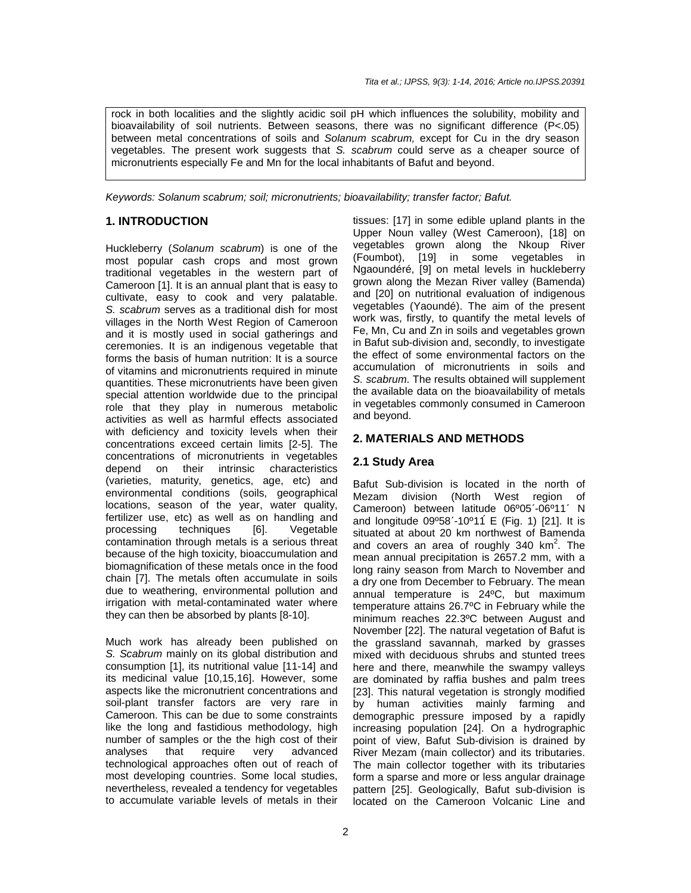rock in both localities and the slightly acidic soil pH which influences the solubility, mobility and bioavailability of soil nutrients. Between seasons, there was no significant difference (P<.05) between metal concentrations of soils and *Solanum scabrum,* except for Cu in the dry season vegetables. The present work suggests that *S. scabrum* could serve as a cheaper source of micronutrients especially Fe and Mn for the local inhabitants of Bafut and beyond.

*Keywords: Solanum scabrum; soil; micronutrients; bioavailability; transfer factor; Bafut.*

## 1. INTRODUCTION

Huckleberry (*Solanum scabrum*) is one of the most popular cash crops and most grown traditional vegetables in the western part of Cameroon [1]. It is an annual plant that is easy to cultivate, easy to cook and very palatable. *S. scabrum* serves as a traditional dish for most villages in the North West Region of Cameroon and it is mostly used in social gatherings and ceremonies. It is an indigenous vegetable that forms the basis of human nutrition: It is a source of vitamins and micronutrients required in minute quantities. These micronutrients have been given special attention worldwide due to the principal role that they play in numerous metabolic activities as well as harmful effects associated with deficiency and toxicity levels when their concentrations exceed certain limits [2-5]. The concentrations of micronutrients in vegetables depend on their intrinsic characteristics (varieties, maturity, genetics, age, etc) and environmental conditions (soils, geographical locations, season of the year, water quality, fertilizer use, etc) as well as on handling and processing techniques [6]. Vegetable contamination through metals is a serious threat because of the high toxicity, bioaccumulation and biomagnification of these metals once in the food chain [7]. The metals often accumulate in soils due to weathering, environmental pollution and irrigation with metal-contaminated water where they can then be absorbed by plants [8-10].

Much work has already been published on *S. Scabrum* mainly on its global distribution and consumption [1], its nutritional value [11-14] and its medicinal value [10,15,16]. However, some aspects like the micronutrient concentrations and soil-plant transfer factors are very rare in Cameroon. This can be due to some constraints like the long and fastidious methodology, high number of samples or the the high cost of their analyses that require very advanced technological approaches often out of reach of most developing countries. Some local studies, nevertheless, revealed a tendency for vegetables to accumulate variable levels of metals in their tissues: [17] in some edible upland plants in the Upper Noun valley (West Cameroon), [18] on vegetables grown along the Nkoup River (Foumbot), [19] in some vegetables in Ngaoundéré, [9] on metal levels in huckleberry grown along the Mezan River valley (Bamenda) and [20] on nutritional evaluation of indigenous vegetables (Yaoundé). The aim of the present work was, firstly, to quantify the metal levels of Fe, Mn, Cu and Zn in soils and vegetables grown in Bafut sub-division and, secondly, to investigate the effect of some environmental factors on the accumulation of micronutrients in soils and *S. scabrum*. The results obtained will supplement the available data on the bioavailability of metals in vegetables commonly consumed in Cameroon and beyond.

## 2. MATERIALS AND METHODS

### 2.1 Study Area

Bafut Sub-division is located in the north of Mezam division (North West region of Cameroon) between latitude 06º05´-06º11´ N and longitude 09º58´-10º11́ E (Fig. 1) [21]. It is situated at about 20 km northwest of Bamenda and covers an area of roughly 340 km$^2$. The mean annual precipitation is 2657.2 mm, with a long rainy season from March to November and a dry one from December to February. The mean annual temperature is 24ºC, but maximum temperature attains 26.7ºC in February while the minimum reaches 22.3ºC between August and November [22]. The natural vegetation of Bafut is the grassland savannah, marked by grasses mixed with deciduous shrubs and stunted trees here and there, meanwhile the swampy valleys are dominated by raffia bushes and palm trees [23]. This natural vegetation is strongly modified by human activities mainly farming and demographic pressure imposed by a rapidly increasing population [24]. On a hydrographic point of view, Bafut Sub-division is drained by River Mezam (main collector) and its tributaries. The main collector together with its tributaries form a sparse and more or less angular drainage pattern [25]. Geologically, Bafut sub-division is located on the Cameroon Volcanic Line and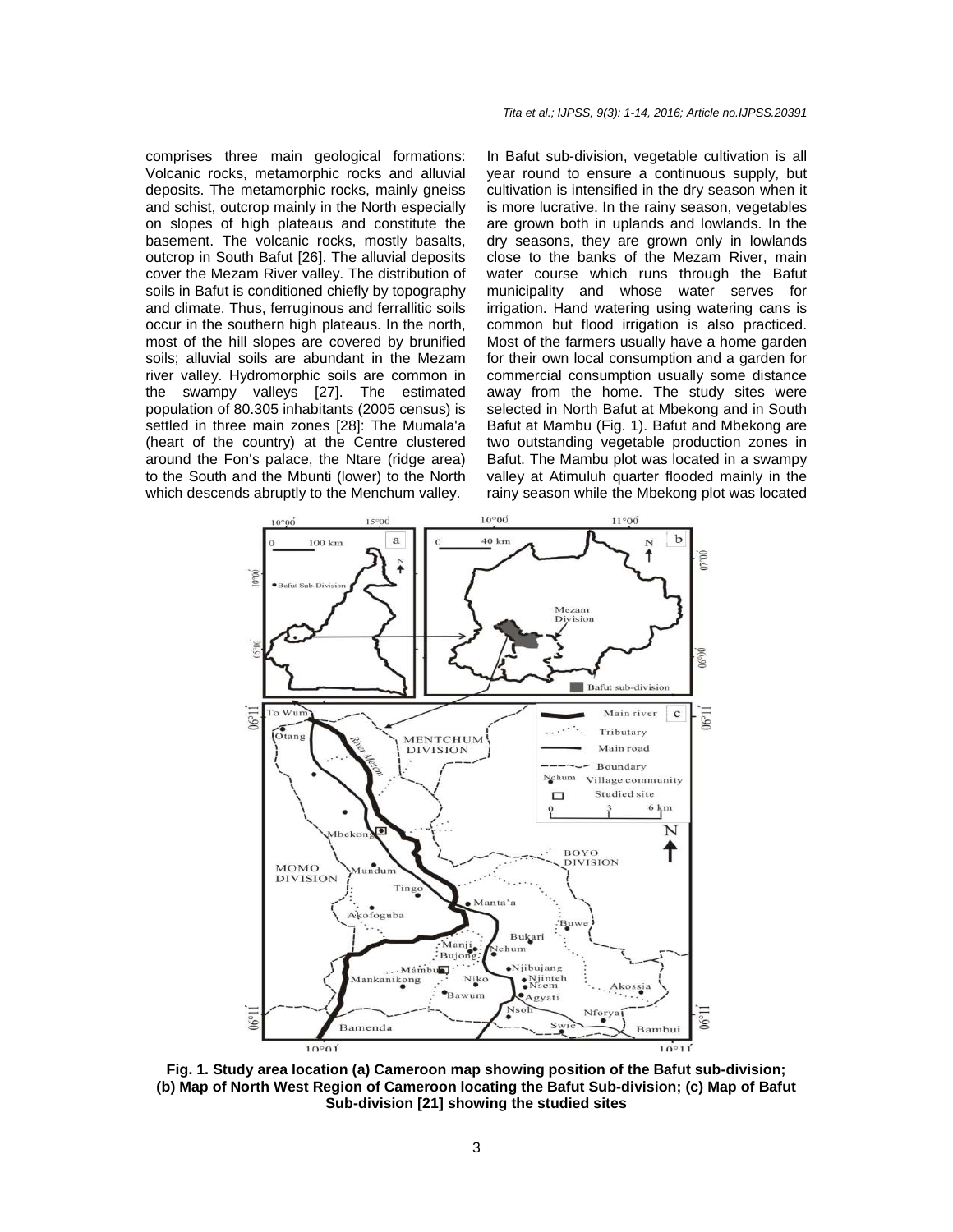comprises three main geological formations: Volcanic rocks, metamorphic rocks and alluvial deposits. The metamorphic rocks, mainly gneiss and schist, outcrop mainly in the North especially on slopes of high plateaus and constitute the basement. The volcanic rocks, mostly basalts, outcrop in South Bafut [26]. The alluvial deposits cover the Mezam River valley. The distribution of soils in Bafut is conditioned chiefly by topography and climate. Thus, ferruginous and ferrallitic soils occur in the southern high plateaus. In the north, most of the hill slopes are covered by brunified soils; alluvial soils are abundant in the Mezam river valley. Hydromorphic soils are common in the swampy valleys [27]. The estimated population of 80.305 inhabitants (2005 census) is settled in three main zones [28]: The Mumala'a (heart of the country) at the Centre clustered around the Fon's palace, the Ntare (ridge area) to the South and the Mbunti (lower) to the North which descends abruptly to the Menchum valley.

In Bafut sub-division, vegetable cultivation is all year round to ensure a continuous supply, but cultivation is intensified in the dry season when it is more lucrative. In the rainy season, vegetables are grown both in uplands and lowlands. In the dry seasons, they are grown only in lowlands close to the banks of the Mezam River, main water course which runs through the Bafut municipality and whose water serves for irrigation. Hand watering using watering cans is common but flood irrigation is also practiced. Most of the farmers usually have a home garden for their own local consumption and a garden for commercial consumption usually some distance away from the home. The study sites were selected in North Bafut at Mbekong and in South Bafut at Mambu (Fig. 1). Bafut and Mbekong are two outstanding vegetable production zones in Bafut. The Mambu plot was located in a swampy valley at Atimuluh quarter flooded mainly in the rainy season while the Mbekong plot was located

**Fig. 1. Study area location (a) Cameroon map showing position of the Bafut sub-division; (b) Map of North West Region of Cameroon locating the Bafut Sub-division; (c) Map of Bafut Sub-division [21] showing the studied sites**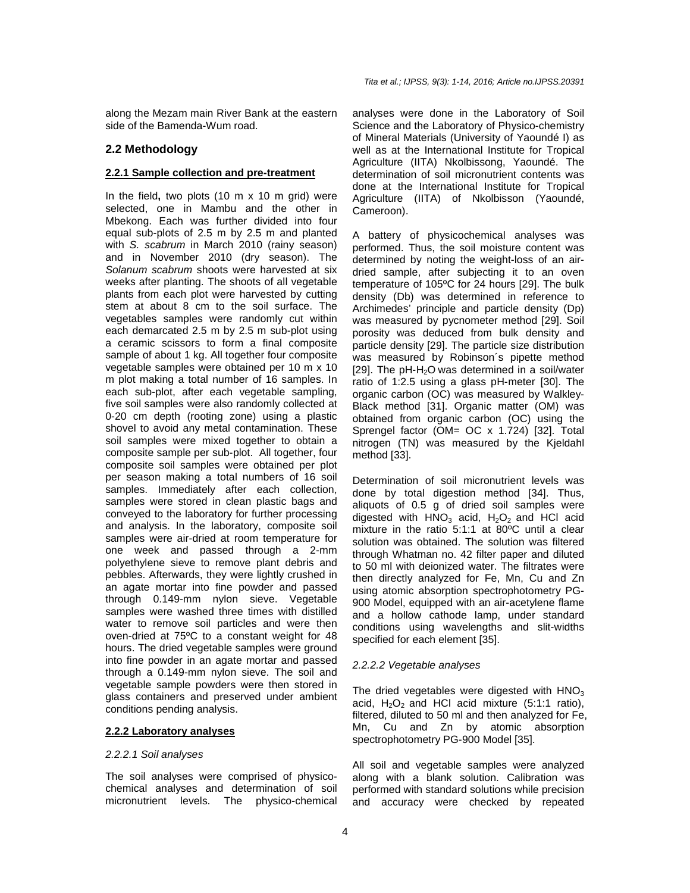along the Mezam main River Bank at the eastern side of the Bamenda-Wum road.

## 2.2 Methodology

### 2.2.1 Sample collection and pre-treatment

In the field**,** two plots (10 m x 10 m grid) were selected, one in Mambu and the other in Mbekong. Each was further divided into four equal sub-plots of 2.5 m by 2.5 m and planted with *S. scabrum* in March 2010 (rainy season) and in November 2010 (dry season). The *Solanum scabrum* shoots were harvested at six weeks after planting. The shoots of all vegetable plants from each plot were harvested by cutting stem at about 8 cm to the soil surface. The vegetables samples were randomly cut within each demarcated 2.5 m by 2.5 m sub-plot using a ceramic scissors to form a final composite sample of about 1 kg. All together four composite vegetable samples were obtained per 10 m x 10 m plot making a total number of 16 samples. In each sub-plot, after each vegetable sampling, five soil samples were also randomly collected at 0-20 cm depth (rooting zone) using a plastic shovel to avoid any metal contamination. These soil samples were mixed together to obtain a composite sample per sub-plot. All together, four composite soil samples were obtained per plot per season making a total numbers of 16 soil samples. Immediately after each collection, samples were stored in clean plastic bags and conveyed to the laboratory for further processing and analysis. In the laboratory, composite soil samples were air-dried at room temperature for one week and passed through a 2-mm polyethylene sieve to remove plant debris and pebbles. Afterwards, they were lightly crushed in an agate mortar into fine powder and passed through 0.149-mm nylon sieve. Vegetable samples were washed three times with distilled water to remove soil particles and were then oven-dried at 75ºC to a constant weight for 48 hours. The dried vegetable samples were ground into fine powder in an agate mortar and passed through a 0.149-mm nylon sieve. The soil and vegetable sample powders were then stored in glass containers and preserved under ambient conditions pending analysis.

### 2.2.2 Laboratory analyses

#### *2.2.2.1 Soil analyses*

The soil analyses were comprised of physico-chemical analyses and determination of soil micronutrient levels. The physico-chemical analyses were done in the Laboratory of Soil Science and the Laboratory of Physico-chemistry of Mineral Materials (University of Yaoundé I) as well as at the International Institute for Tropical Agriculture (IITA) Nkolbissong, Yaoundé. The determination of soil micronutrient contents was done at the International Institute for Tropical Agriculture (IITA) of Nkolbisson (Yaoundé, Cameroon).

A battery of physicochemical analyses was performed. Thus, the soil moisture content was determined by noting the weight-loss of an air-dried sample, after subjecting it to an oven temperature of 105ºC for 24 hours [29]. The bulk density (Db) was determined in reference to Archimedes' principle and particle density (Dp) was measured by pycnometer method [29]. Soil porosity was deduced from bulk density and particle density [29]. The particle size distribution was measured by Robinson´s pipette method [29]. The pH-$H_2O$ was determined in a soil/water ratio of 1:2.5 using a glass pH-meter [30]. The organic carbon (OC) was measured by Walkley-Black method [31]. Organic matter (OM) was obtained from organic carbon (OC) using the Sprengel factor (OM= OC x 1.724) [32]. Total nitrogen (TN) was measured by the Kjeldahl method [33].

Determination of soil micronutrient levels was done by total digestion method [34]. Thus, aliquots of 0.5 g of dried soil samples were digested with $HNO_3$ acid, $H_2O_2$ and HCl acid mixture in the ratio 5:1:1 at 80ºC until a clear solution was obtained. The solution was filtered through Whatman no. 42 filter paper and diluted to 50 ml with deionized water. The filtrates were then directly analyzed for Fe, Mn, Cu and Zn using atomic absorption spectrophotometry PG-900 Model, equipped with an air-acetylene flame and a hollow cathode lamp, under standard conditions using wavelengths and slit-widths specified for each element [35].

#### *2.2.2.2 Vegetable analyses*

The dried vegetables were digested with $HNO_3$ acid, $H_2O_2$ and HCl acid mixture (5:1:1 ratio), filtered, diluted to 50 ml and then analyzed for Fe, Mn, Cu and Zn by atomic absorption spectrophotometry PG-900 Model [35].

All soil and vegetable samples were analyzed along with a blank solution. Calibration was performed with standard solutions while precision and accuracy were checked by repeated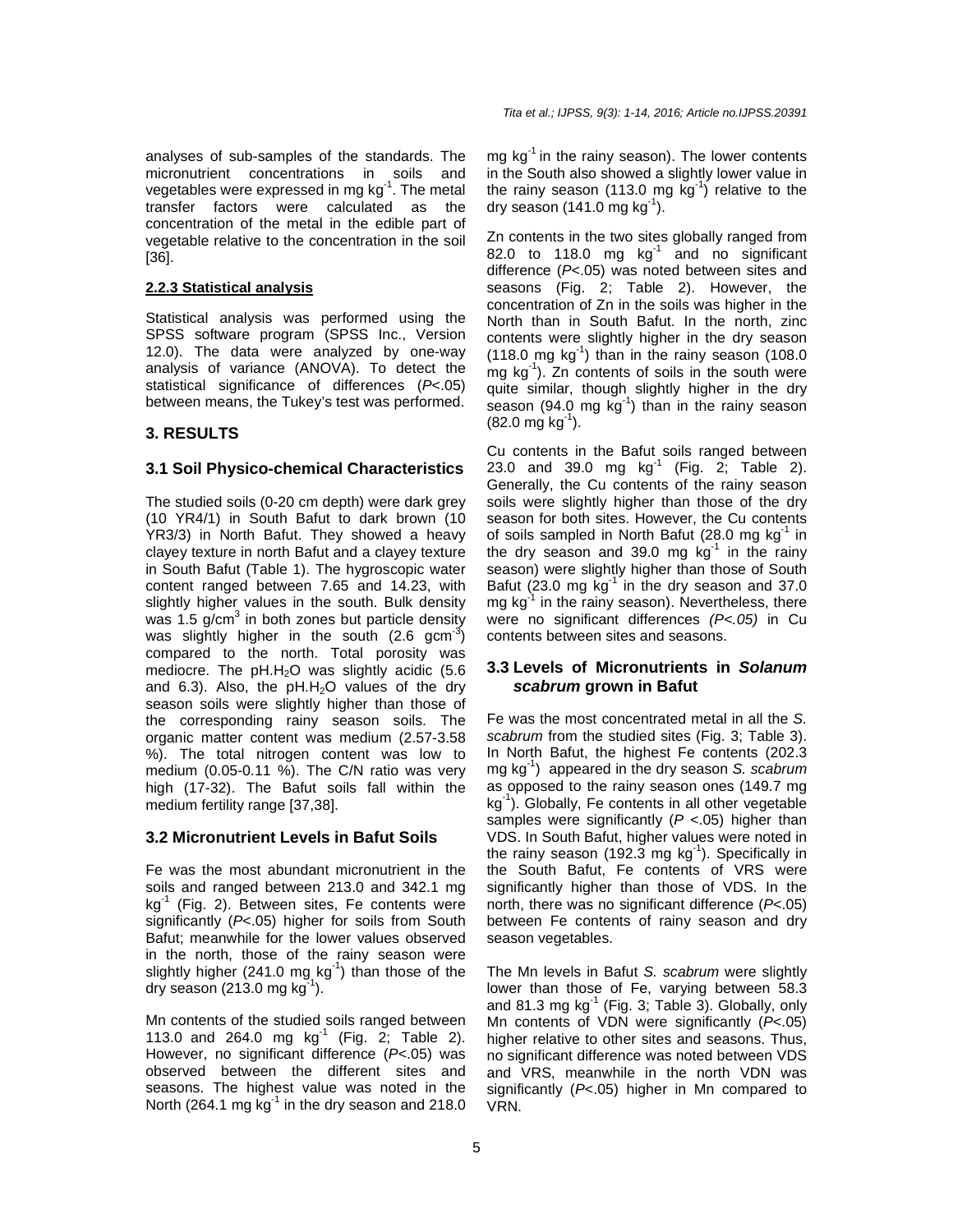analyses of sub-samples of the standards. The micronutrient concentrations in soils and vegetables were expressed in mg $kg^{-1}$. The metal transfer factors were calculated as the concentration of the metal in the edible part of vegetable relative to the concentration in the soil [36].

#### 2.2.3 Statistical analysis

Statistical analysis was performed using the SPSS software program (SPSS Inc., Version 12.0). The data were analyzed by one-way analysis of variance (ANOVA). To detect the statistical significance of differences ($P$<.05) between means, the Tukey's test was performed.

## 3. RESULTS

### 3.1 Soil Physico-chemical Characteristics

The studied soils (0-20 cm depth) were dark grey (10 YR4/1) in South Bafut to dark brown (10 YR3/3) in North Bafut. They showed a heavy clayey texture in north Bafut and a clayey texture in South Bafut (Table 1). The hygroscopic water content ranged between 7.65 and 14.23, with slightly higher values in the south. Bulk density was 1.5 g/$cm^3$ in both zones but particle density was slightly higher in the south (2.6 $gcm^{-3}$) compared to the north. Total porosity was mediocre. The pH.$H_2O$ was slightly acidic (5.6 and 6.3). Also, the pH.$H_2O$ values of the dry season soils were slightly higher than those of the corresponding rainy season soils. The organic matter content was medium (2.57-3.58 %). The total nitrogen content was low to medium (0.05-0.11 %). The C/N ratio was very high (17-32). The Bafut soils fall within the medium fertility range [37,38].

### 3.2 Micronutrient Levels in Bafut Soils

Fe was the most abundant micronutrient in the soils and ranged between 213.0 and 342.1 mg $kg^{-1}$ (Fig. 2). Between sites, Fe contents were significantly ($P$<.05) higher for soils from South Bafut; meanwhile for the lower values observed in the north, those of the rainy season were slightly higher (241.0 mg $kg^{-1}$) than those of the dry season (213.0 mg $kg^{-1}$).

Mn contents of the studied soils ranged between 113.0 and 264.0 mg $kg^{-1}$ (Fig. 2; Table 2). However, no significant difference ($P$<.05) was observed between the different sites and seasons. The highest value was noted in the North (264.1 mg $kg^{-1}$ in the dry season and 218.0 mg $kg^{-1}$ in the rainy season). The lower contents in the South also showed a slightly lower value in the rainy season (113.0 mg $kg^{-1}$) relative to the dry season (141.0 mg $kg^{-1}$).

Zn contents in the two sites globally ranged from 82.0 to 118.0 mg $kg^{-1}$ and no significant difference ($P$<.05) was noted between sites and seasons (Fig. 2; Table 2). However, the concentration of Zn in the soils was higher in the North than in South Bafut. In the north, zinc contents were slightly higher in the dry season (118.0 mg $kg^{-1}$) than in the rainy season (108.0 mg $kg^{-1}$). Zn contents of soils in the south were quite similar, though slightly higher in the dry season (94.0 mg $kg^{-1}$) than in the rainy season (82.0 mg $kg^{-1}$).

Cu contents in the Bafut soils ranged between 23.0 and 39.0 mg $kg^{-1}$ (Fig. 2; Table 2). Generally, the Cu contents of the rainy season soils were slightly higher than those of the dry season for both sites. However, the Cu contents of soils sampled in North Bafut (28.0 mg $kg^{-1}$ in the dry season and 39.0 mg $kg^{-1}$ in the rainy season) were slightly higher than those of South Bafut (23.0 mg $kg^{-1}$ in the dry season and 37.0 mg $kg^{-1}$ in the rainy season). Nevertheless, there were no significant differences *($P$<.05)* in Cu contents between sites and seasons.

### 3.3 Levels of Micronutrients in *Solanum scabrum* grown in Bafut

Fe was the most concentrated metal in all the *S. scabrum* from the studied sites (Fig. 3; Table 3). In North Bafut, the highest Fe contents (202.3 mg $kg^{-1}$) appeared in the dry season *S. scabrum* as opposed to the rainy season ones (149.7 mg $kg^{-1}$). Globally, Fe contents in all other vegetable samples were significantly ($P$ <.05) higher than VDS. In South Bafut, higher values were noted in the rainy season (192.3 mg $kg^{-1}$). Specifically in the South Bafut, Fe contents of VRS were significantly higher than those of VDS. In the north, there was no significant difference ($P$<.05) between Fe contents of rainy season and dry season vegetables.

The Mn levels in Bafut *S. scabrum* were slightly lower than those of Fe, varying between 58.3 and 81.3 mg $kg^{-1}$ (Fig. 3; Table 3). Globally, only Mn contents of VDN were significantly ($P$<.05) higher relative to other sites and seasons. Thus, no significant difference was noted between VDS and VRS, meanwhile in the north VDN was significantly ($P$<.05) higher in Mn compared to VRN.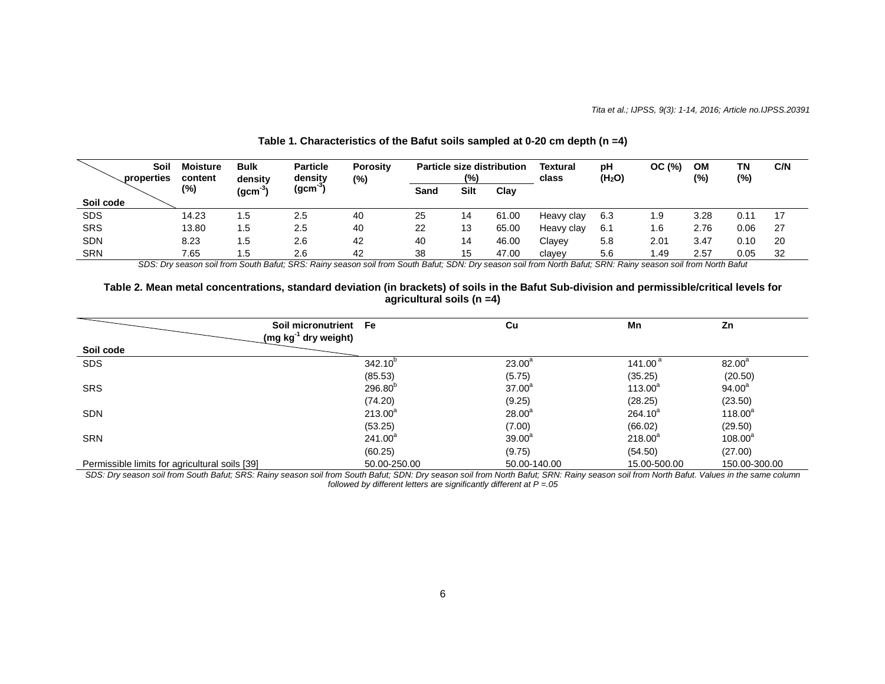**Table 1. Characteristics of the Bafut soils sampled at 0-20 cm depth (n =4)**

| Soil properties / Soil code | Moisture content (%) | Bulk density ($gcm^{-3}$) | Particle density ($gcm^{-3}$) | Porosity (%) | Particle size distribution (%) | | | Textural class | pH ($H_2O$) | OC (%) | OM (%) | TN (%) | C/N |
|---|---|---|---|---|---|---|---|---|---|---|---|---|---|
| | | | | | Sand | Silt | Clay | | | | | | |
| SDS | 14.23 | 1.5 | 2.5 | 40 | 25 | 14 | 61.00 | Heavy clay | 6.3 | 1.9 | 3.28 | 0.11 | 17 |
| SRS | 13.80 | 1.5 | 2.5 | 40 | 22 | 13 | 65.00 | Heavy clay | 6.1 | 1.6 | 2.76 | 0.06 | 27 |
| SDN | 8.23 | 1.5 | 2.6 | 42 | 40 | 14 | 46.00 | Clayey | 5.8 | 2.01 | 3.47 | 0.10 | 20 |
| SRN | 7.65 | 1.5 | 2.6 | 42 | 38 | 15 | 47.00 | clayey | 5.6 | 1.49 | 2.57 | 0.05 | 32 |

*SDS: Dry season soil from South Bafut; SRS: Rainy season soil from South Bafut; SDN: Dry season soil from North Bafut; SRN: Rainy season soil from North Bafut*

**Table 2. Mean metal concentrations, standard deviation (in brackets) of soils in the Bafut Sub-division and permissible/critical levels for agricultural soils (n =4)**

| Soil micronutrient ($mg\ kg^{-1}$ dry weight) / Soil code | Fe | Cu | Mn | Zn |
|---|---|---|---|---|
| SDS | $342.10^{b}$ | $23.00^{a}$ | $141.00^{a}$ | $82.00^{a}$ |
| | (85.53) | (5.75) | (35.25) | (20.50) |
| SRS | $296.80^{b}$ | $37.00^{a}$ | $113.00^{a}$ | $94.00^{a}$ |
| | (74.20) | (9.25) | (28.25) | (23.50) |
| SDN | $213.00^{a}$ | $28.00^{a}$ | $264.10^{a}$ | $118.00^{a}$ |
| | (53.25) | (7.00) | (66.02) | (29.50) |
| SRN | $241.00^{a}$ | $39.00^{a}$ | $218.00^{a}$ | $108.00^{a}$ |
| | (60.25) | (9.75) | (54.50) | (27.00) |
| Permissible limits for agricultural soils [39] | 50.00-250.00 | 50.00-140.00 | 15.00-500.00 | 150.00-300.00 |

*SDS: Dry season soil from South Bafut; SRS: Rainy season soil from South Bafut; SDN: Dry season soil from North Bafut; SRN: Rainy season soil from North Bafut. Values in the same column followed by different letters are significantly different at P =.05*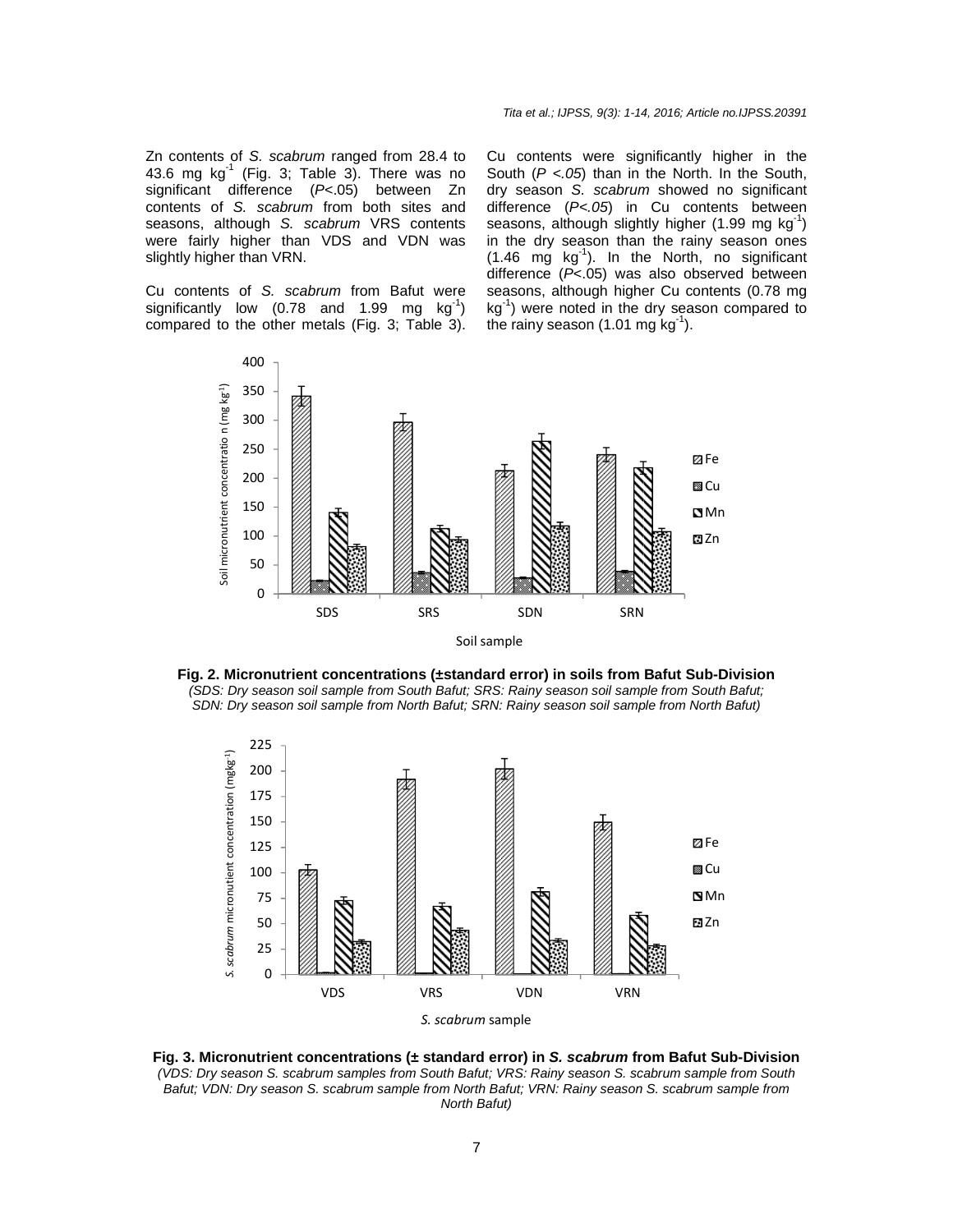Zn contents of *S. scabrum* ranged from 28.4 to 43.6 mg $kg^{-1}$ (Fig. 3; Table 3). There was no significant difference ($P$<.05) between Zn contents of *S. scabrum* from both sites and seasons, although *S. scabrum* VRS contents were fairly higher than VDS and VDN was slightly higher than VRN.

Cu contents of *S. scabrum* from Bafut were significantly low (0.78 and 1.99 mg $kg^{-1}$) compared to the other metals (Fig. 3; Table 3). Cu contents were significantly higher in the South ($P$ <*.05*) than in the North. In the South, dry season *S. scabrum* showed no significant difference ($P$<*.05*) in Cu contents between seasons, although slightly higher (1.99 mg $kg^{-1}$) in the dry season than the rainy season ones (1.46 mg $kg^{-1}$). In the North, no significant difference ($P$<.05) was also observed between seasons, although higher Cu contents (0.78 mg $kg^{-1}$) were noted in the dry season compared to the rainy season (1.01 mg $kg^{-1}$).

**Fig. 2. Micronutrient concentrations (±standard error) in soils from Bafut Sub-Division**

*(SDS: Dry season soil sample from South Bafut; SRS: Rainy season soil sample from South Bafut; SDN: Dry season soil sample from North Bafut; SRN: Rainy season soil sample from North Bafut)*

**Fig. 3. Micronutrient concentrations (± standard error) in *S. scabrum* from Bafut Sub-Division**

*(VDS: Dry season S. scabrum samples from South Bafut; VRS: Rainy season S. scabrum sample from South Bafut; VDN: Dry season S. scabrum sample from North Bafut; VRN: Rainy season S. scabrum sample from North Bafut)*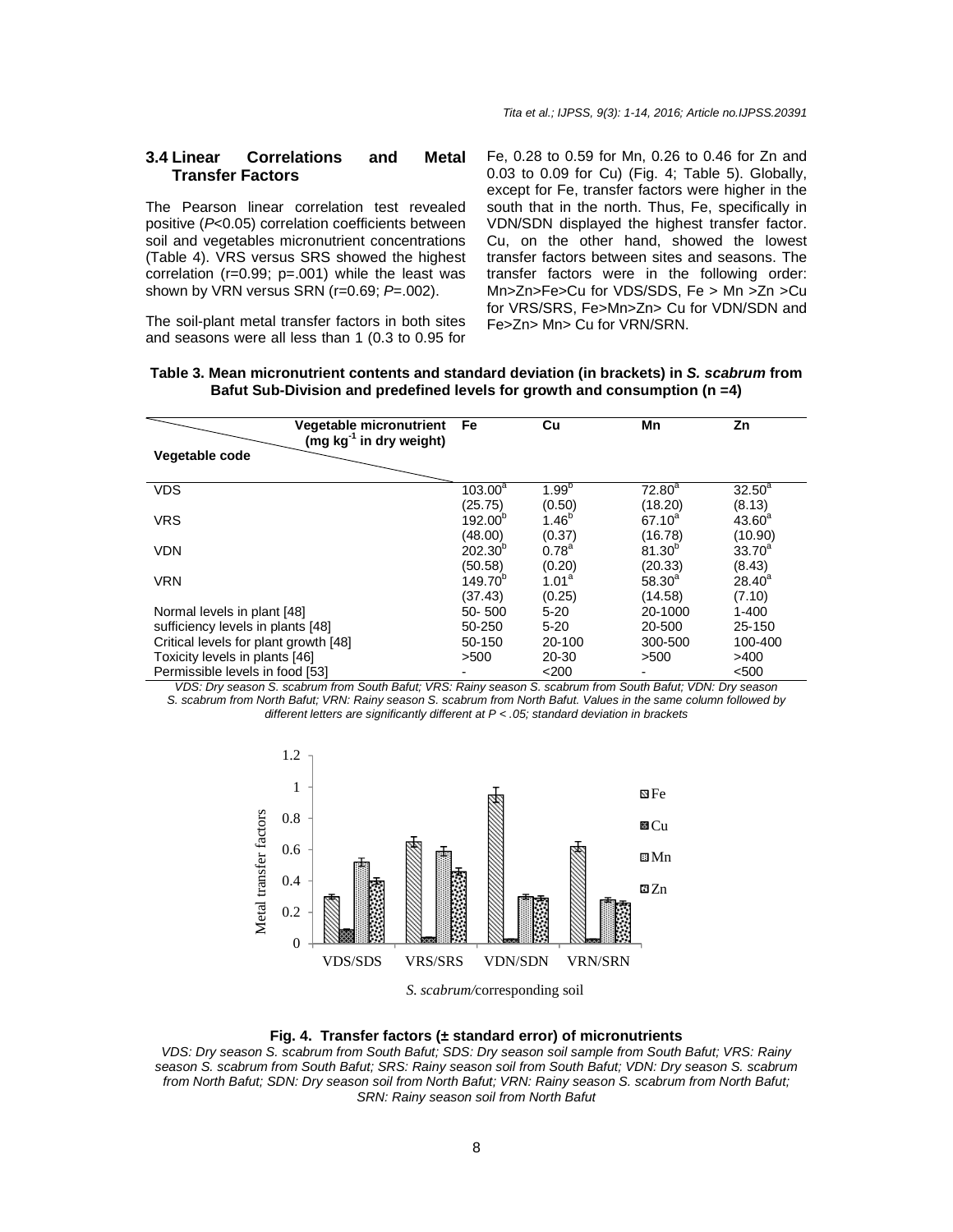### 3.4 Linear Correlations and Metal Transfer Factors

The Pearson linear correlation test revealed positive ($P<0.05$) correlation coefficients between soil and vegetables micronutrient concentrations (Table 4). VRS versus SRS showed the highest correlation (r=0.99; p=.001) while the least was shown by VRN versus SRN (r=0.69; $P$=.002).

The soil-plant metal transfer factors in both sites and seasons were all less than 1 (0.3 to 0.95 for Fe, 0.28 to 0.59 for Mn, 0.26 to 0.46 for Zn and 0.03 to 0.09 for Cu) (Fig. 4; Table 5). Globally, except for Fe, transfer factors were higher in the south that in the north. Thus, Fe, specifically in VDN/SDN displayed the highest transfer factor. Cu, on the other hand, showed the lowest transfer factors between sites and seasons. The transfer factors were in the following order: Mn>Zn>Fe>Cu for VDS/SDS, Fe > Mn >Zn >Cu for VRS/SRS, Fe>Mn>Zn> Cu for VDN/SDN and Fe>Zn> Mn> Cu for VRN/SRN.

**Table 3. Mean micronutrient contents and standard deviation (in brackets) in *S. scabrum* from Bafut Sub-Division and predefined levels for growth and consumption (n =4)**

| Vegetable code / Vegetable micronutrient (mg $kg^{-1}$ in dry weight) | Fe | Cu | Mn | Zn |
|---|---|---|---|---|
| VDS | $103.00^{a}$ (25.75) | $1.99^{b}$ (0.50) | $72.80^{a}$ (18.20) | $32.50^{a}$ (8.13) |
| VRS | $192.00^{b}$ (48.00) | $1.46^{b}$ (0.37) | $67.10^{a}$ (16.78) | $43.60^{a}$ (10.90) |
| VDN | $202.30^{b}$ (50.58) | $0.78^{a}$ (0.20) | $81.30^{b}$ (20.33) | $33.70^{a}$ (8.43) |
| VRN | $149.70^{b}$ (37.43) | $1.01^{a}$ (0.25) | $58.30^{a}$ (14.58) | $28.40^{a}$ (7.10) |
| Normal levels in plant [48] | 50- 500 | 5-20 | 20-1000 | 1-400 |
| sufficiency levels in plants [48] | 50-250 | 5-20 | 20-500 | 25-150 |
| Critical levels for plant growth [48] | 50-150 | 20-100 | 300-500 | 100-400 |
| Toxicity levels in plants [46] | >500 | 20-30 | >500 | >400 |
| Permissible levels in food [53] | - | <200 | - | <500 |

*VDS: Dry season S. scabrum from South Bafut; VRS: Rainy season S. scabrum from South Bafut; VDN: Dry season S. scabrum from North Bafut; VRN: Rainy season S. scabrum from North Bafut. Values in the same column followed by different letters are significantly different at P < .05; standard deviation in brackets*

**Fig. 4. Transfer factors (± standard error) of micronutrients**

*VDS: Dry season S. scabrum from South Bafut; SDS: Dry season soil sample from South Bafut; VRS: Rainy season S. scabrum from South Bafut; SRS: Rainy season soil from South Bafut; VDN: Dry season S. scabrum from North Bafut; SDN: Dry season soil from North Bafut; VRN: Rainy season S. scabrum from North Bafut; SRN: Rainy season soil from North Bafut*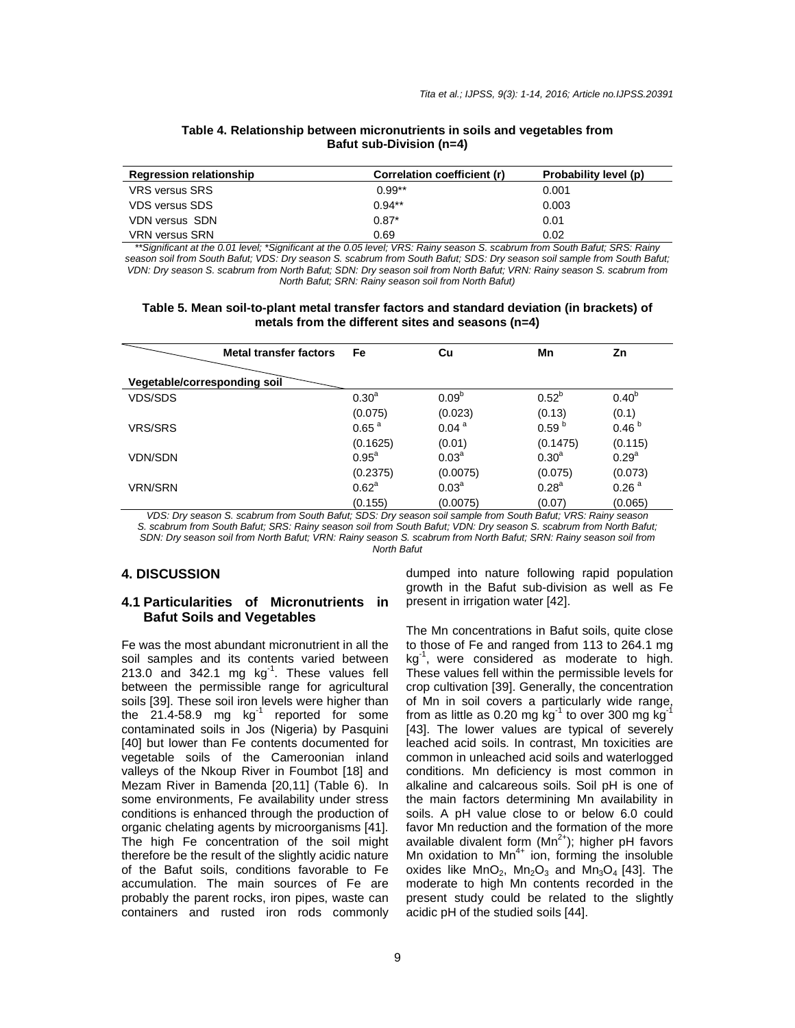**Table 4. Relationship between micronutrients in soils and vegetables from Bafut sub-Division (n=4)**

| Regression relationship | Correlation coefficient (r) | Probability level (p) |
|---|---|---|
| VRS versus SRS | 0.99** | 0.001 |
| VDS versus SDS | 0.94** | 0.003 |
| VDN versus SDN | 0.87* | 0.01 |
| VRN versus SRN | 0.69 | 0.02 |

*\*\*Significant at the 0.01 level; \*Significant at the 0.05 level; VRS: Rainy season S. scabrum from South Bafut; SRS: Rainy season soil from South Bafut; VDS: Dry season S. scabrum from South Bafut; SDS: Dry season soil sample from South Bafut; VDN: Dry season S. scabrum from North Bafut; SDN: Dry season soil from North Bafut; VRN: Rainy season S. scabrum from North Bafut; SRN: Rainy season soil from North Bafut)*

**Table 5. Mean soil-to-plant metal transfer factors and standard deviation (in brackets) of metals from the different sites and seasons (n=4)**

| Metal transfer factors / Vegetable/corresponding soil | Fe | Cu | Mn | Zn |
|---|---|---|---|---|
| VDS/SDS | $0.30^{a}$ (0.075) | $0.09^{b}$ (0.023) | $0.52^{b}$ (0.13) | $0.40^{b}$ (0.1) |
| VRS/SRS | $0.65^{a}$ (0.1625) | $0.04^{a}$ (0.01) | $0.59^{b}$ (0.1475) | $0.46^{b}$ (0.115) |
| VDN/SDN | $0.95^{a}$ (0.2375) | $0.03^{a}$ (0.0075) | $0.30^{a}$ (0.075) | $0.29^{a}$ (0.073) |
| VRN/SRN | $0.62^{a}$ (0.155) | $0.03^{a}$ (0.0075) | $0.28^{a}$ (0.07) | $0.26^{a}$ (0.065) |

*VDS: Dry season S. scabrum from South Bafut; SDS: Dry season soil sample from South Bafut; VRS: Rainy season S. scabrum from South Bafut; SRS: Rainy season soil from South Bafut; VDN: Dry season S. scabrum from North Bafut; SDN: Dry season soil from North Bafut; VRN: Rainy season S. scabrum from North Bafut; SRN: Rainy season soil from North Bafut*

## 4. DISCUSSION

### 4.1 Particularities of Micronutrients in Bafut Soils and Vegetables

Fe was the most abundant micronutrient in all the soil samples and its contents varied between 213.0 and 342.1 mg $kg^{-1}$. These values fell between the permissible range for agricultural soils [39]. These soil iron levels were higher than the 21.4-58.9 mg $kg^{-1}$ reported for some contaminated soils in Jos (Nigeria) by Pasquini [40] but lower than Fe contents documented for vegetable soils of the Cameroonian inland valleys of the Nkoup River in Foumbot [18] and Mezam River in Bamenda [20,11] (Table 6). In some environments, Fe availability under stress conditions is enhanced through the production of organic chelating agents by microorganisms [41]. The high Fe concentration of the soil might therefore be the result of the slightly acidic nature of the Bafut soils, conditions favorable to Fe accumulation. The main sources of Fe are probably the parent rocks, iron pipes, waste can containers and rusted iron rods commonly dumped into nature following rapid population growth in the Bafut sub-division as well as Fe present in irrigation water [42].

The Mn concentrations in Bafut soils, quite close to those of Fe and ranged from 113 to 264.1 mg $kg^{-1}$, were considered as moderate to high. These values fell within the permissible levels for crop cultivation [39]. Generally, the concentration of Mn in soil covers a particularly wide range, from as little as 0.20 mg $kg^{-1}$ to over 300 mg $kg^{-1}$ [43]. The lower values are typical of severely leached acid soils. In contrast, Mn toxicities are common in unleached acid soils and waterlogged conditions. Mn deficiency is most common in alkaline and calcareous soils. Soil pH is one of the main factors determining Mn availability in soils. A pH value close to or below 6.0 could favor Mn reduction and the formation of the more available divalent form ($Mn^{2+}$); higher pH favors Mn oxidation to $Mn^{4+}$ ion, forming the insoluble oxides like $MnO_2$, $Mn_2O_3$ and $Mn_3O_4$ [43]. The moderate to high Mn contents recorded in the present study could be related to the slightly acidic pH of the studied soils [44].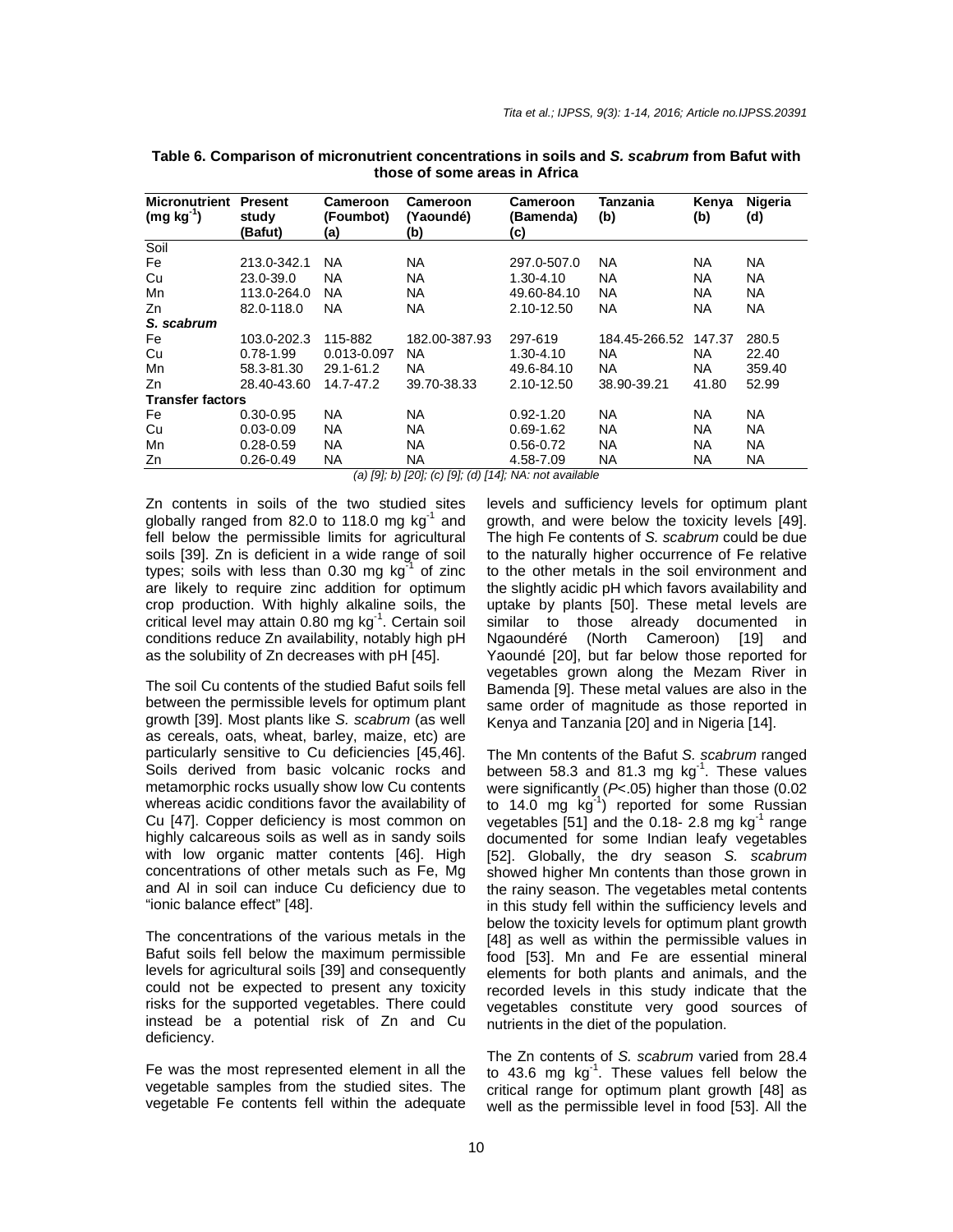**Table 6. Comparison of micronutrient concentrations in soils and *S. scabrum* from Bafut with those of some areas in Africa**

| Micronutrient (mg kg$^{-1}$) | Present study (Bafut) | Cameroon (Foumbot) (a) | Cameroon (Yaoundé) (b) | Cameroon (Bamenda) (c) | Tanzania (b) | Kenya (b) | Nigeria (d) |
|---|---|---|---|---|---|---|---|
| Soil | | | | | | | |
| Fe | 213.0-342.1 | NA | NA | 297.0-507.0 | NA | NA | NA |
| Cu | 23.0-39.0 | NA | NA | 1.30-4.10 | NA | NA | NA |
| Mn | 113.0-264.0 | NA | NA | 49.60-84.10 | NA | NA | NA |
| Zn | 82.0-118.0 | NA | NA | 2.10-12.50 | NA | NA | NA |
| ***S. scabrum*** | | | | | | | |
| Fe | 103.0-202.3 | 115-882 | 182.00-387.93 | 297-619 | 184.45-266.52 | 147.37 | 280.5 |
| Cu | 0.78-1.99 | 0.013-0.097 | NA | 1.30-4.10 | NA | NA | 22.40 |
| Mn | 58.3-81.30 | 29.1-61.2 | NA | 49.6-84.10 | NA | NA | 359.40 |
| Zn | 28.40-43.60 | 14.7-47.2 | 39.70-38.33 | 2.10-12.50 | 38.90-39.21 | 41.80 | 52.99 |
| **Transfer factors** | | | | | | | |
| Fe | 0.30-0.95 | NA | NA | 0.92-1.20 | NA | NA | NA |
| Cu | 0.03-0.09 | NA | NA | 0.69-1.62 | NA | NA | NA |
| Mn | 0.28-0.59 | NA | NA | 0.56-0.72 | NA | NA | NA |
| Zn | 0.26-0.49 | NA | NA | 4.58-7.09 | NA | NA | NA |

*(a) [9]; b) [20]; (c) [9]; (d) [14]; NA: not available*

Zn contents in soils of the two studied sites globally ranged from 82.0 to 118.0 mg kg$^{-1}$ and fell below the permissible limits for agricultural soils [39]. Zn is deficient in a wide range of soil types; soils with less than 0.30 mg kg$^{-1}$ of zinc are likely to require zinc addition for optimum crop production. With highly alkaline soils, the critical level may attain 0.80 mg kg$^{-1}$. Certain soil conditions reduce Zn availability, notably high pH as the solubility of Zn decreases with pH [45].

The soil Cu contents of the studied Bafut soils fell between the permissible levels for optimum plant growth [39]. Most plants like *S. scabrum* (as well as cereals, oats, wheat, barley, maize, etc) are particularly sensitive to Cu deficiencies [45,46]. Soils derived from basic volcanic rocks and metamorphic rocks usually show low Cu contents whereas acidic conditions favor the availability of Cu [47]. Copper deficiency is most common on highly calcareous soils as well as in sandy soils with low organic matter contents [46]. High concentrations of other metals such as Fe, Mg and Al in soil can induce Cu deficiency due to "ionic balance effect" [48].

The concentrations of the various metals in the Bafut soils fell below the maximum permissible levels for agricultural soils [39] and consequently could not be expected to present any toxicity risks for the supported vegetables. There could instead be a potential risk of Zn and Cu deficiency.

Fe was the most represented element in all the vegetable samples from the studied sites. The vegetable Fe contents fell within the adequate levels and sufficiency levels for optimum plant growth, and were below the toxicity levels [49]. The high Fe contents of *S. scabrum* could be due to the naturally higher occurrence of Fe relative to the other metals in the soil environment and the slightly acidic pH which favors availability and uptake by plants [50]. These metal levels are similar to those already documented in Ngaoundéré (North Cameroon) [19] and Yaoundé [20], but far below those reported for vegetables grown along the Mezam River in Bamenda [9]. These metal values are also in the same order of magnitude as those reported in Kenya and Tanzania [20] and in Nigeria [14].

The Mn contents of the Bafut *S. scabrum* ranged between 58.3 and 81.3 mg kg$^{-1}$. These values were significantly ($P<.05$) higher than those (0.02 to 14.0 mg kg$^{-1}$) reported for some Russian vegetables [51] and the 0.18- 2.8 mg kg$^{-1}$ range documented for some Indian leafy vegetables [52]. Globally, the dry season *S. scabrum* showed higher Mn contents than those grown in the rainy season. The vegetables metal contents in this study fell within the sufficiency levels and below the toxicity levels for optimum plant growth [48] as well as within the permissible values in food [53]. Mn and Fe are essential mineral elements for both plants and animals, and the recorded levels in this study indicate that the vegetables constitute very good sources of nutrients in the diet of the population.

The Zn contents of *S. scabrum* varied from 28.4 to 43.6 mg kg$^{-1}$. These values fell below the critical range for optimum plant growth [48] as well as the permissible level in food [53]. All the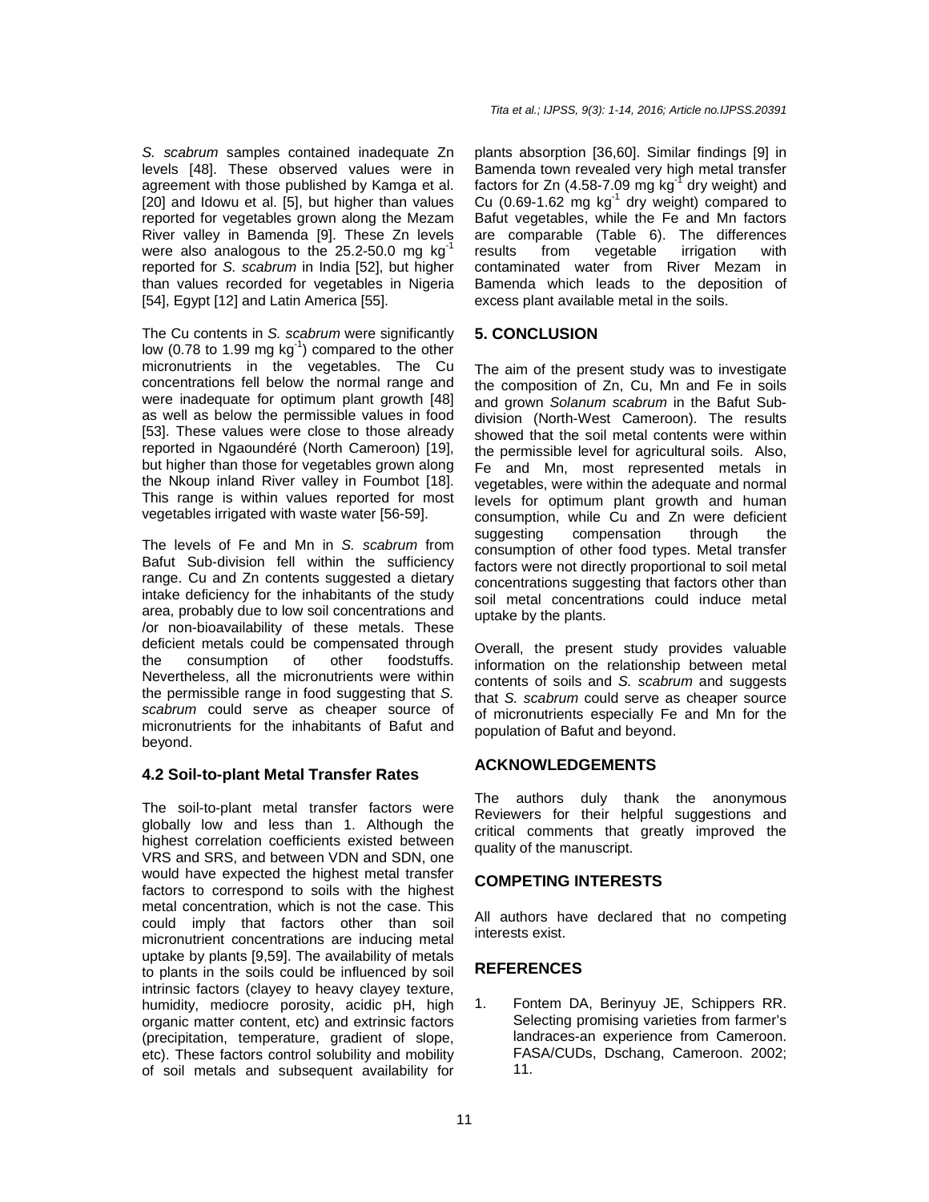*S. scabrum* samples contained inadequate Zn levels [48]. These observed values were in agreement with those published by Kamga et al. [20] and Idowu et al. [5], but higher than values reported for vegetables grown along the Mezam River valley in Bamenda [9]. These Zn levels were also analogous to the 25.2-50.0 mg $kg^{-1}$ reported for *S. scabrum* in India [52], but higher than values recorded for vegetables in Nigeria [54], Egypt [12] and Latin America [55].

The Cu contents in *S. scabrum* were significantly low (0.78 to 1.99 mg $kg^{-1}$) compared to the other micronutrients in the vegetables. The Cu concentrations fell below the normal range and were inadequate for optimum plant growth [48] as well as below the permissible values in food [53]. These values were close to those already reported in Ngaoundéré (North Cameroon) [19], but higher than those for vegetables grown along the Nkoup inland River valley in Foumbot [18]. This range is within values reported for most vegetables irrigated with waste water [56-59].

The levels of Fe and Mn in *S. scabrum* from Bafut Sub-division fell within the sufficiency range. Cu and Zn contents suggested a dietary intake deficiency for the inhabitants of the study area, probably due to low soil concentrations and /or non-bioavailability of these metals. These deficient metals could be compensated through the consumption of other foodstuffs. Nevertheless, all the micronutrients were within the permissible range in food suggesting that *S. scabrum* could serve as cheaper source of micronutrients for the inhabitants of Bafut and beyond.

### 4.2 Soil-to-plant Metal Transfer Rates

The soil-to-plant metal transfer factors were globally low and less than 1. Although the highest correlation coefficients existed between VRS and SRS, and between VDN and SDN, one would have expected the highest metal transfer factors to correspond to soils with the highest metal concentration, which is not the case. This could imply that factors other than soil micronutrient concentrations are inducing metal uptake by plants [9,59]. The availability of metals to plants in the soils could be influenced by soil intrinsic factors (clayey to heavy clayey texture, humidity, mediocre porosity, acidic pH, high organic matter content, etc) and extrinsic factors (precipitation, temperature, gradient of slope, etc). These factors control solubility and mobility of soil metals and subsequent availability for plants absorption [36,60]. Similar findings [9] in Bamenda town revealed very high metal transfer factors for Zn (4.58-7.09 mg $kg^{-1}$ dry weight) and Cu (0.69-1.62 mg $kg^{-1}$ dry weight) compared to Bafut vegetables, while the Fe and Mn factors are comparable (Table 6). The differences results from vegetable irrigation with contaminated water from River Mezam in Bamenda which leads to the deposition of excess plant available metal in the soils.

## 5. CONCLUSION

The aim of the present study was to investigate the composition of Zn, Cu, Mn and Fe in soils and grown *Solanum scabrum* in the Bafut Sub-division (North-West Cameroon). The results showed that the soil metal contents were within the permissible level for agricultural soils. Also, Fe and Mn, most represented metals in vegetables, were within the adequate and normal levels for optimum plant growth and human consumption, while Cu and Zn were deficient suggesting compensation through the consumption of other food types. Metal transfer factors were not directly proportional to soil metal concentrations suggesting that factors other than soil metal concentrations could induce metal uptake by the plants.

Overall, the present study provides valuable information on the relationship between metal contents of soils and *S. scabrum* and suggests that *S. scabrum* could serve as cheaper source of micronutrients especially Fe and Mn for the population of Bafut and beyond.

## ACKNOWLEDGEMENTS

The authors duly thank the anonymous Reviewers for their helpful suggestions and critical comments that greatly improved the quality of the manuscript.

## COMPETING INTERESTS

All authors have declared that no competing interests exist.

## REFERENCES

1. Fontem DA, Berinyuy JE, Schippers RR. Selecting promising varieties from farmer's landraces-an experience from Cameroon. FASA/CUDs, Dschang, Cameroon. 2002; 11.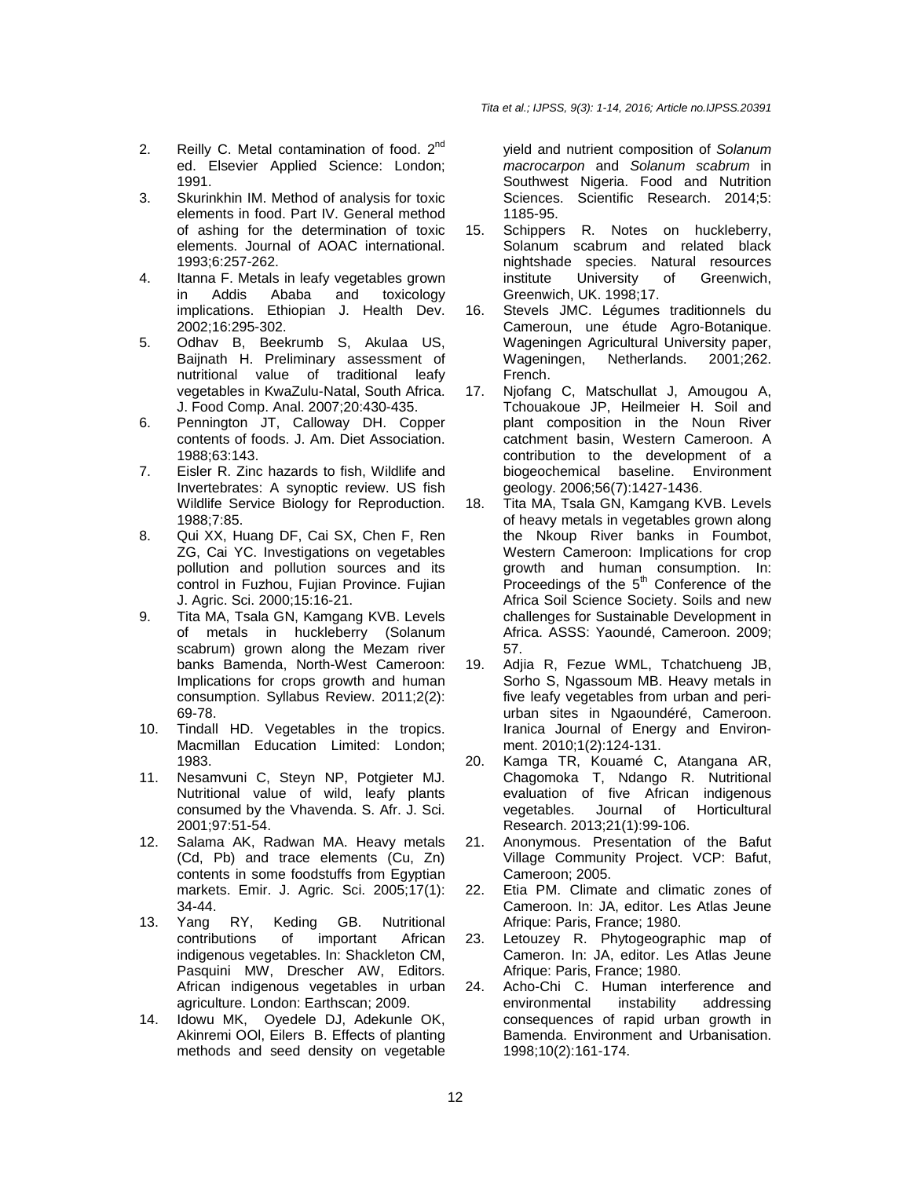2. Reilly C. Metal contamination of food. 2nd ed. Elsevier Applied Science: London; 1991.
3. Skurinkhin IM. Method of analysis for toxic elements in food. Part IV. General method of ashing for the determination of toxic elements. Journal of AOAC international. 1993;6:257-262.
4. Itanna F. Metals in leafy vegetables grown in Addis Ababa and toxicology implications. Ethiopian J. Health Dev. 2002;16:295-302.
5. Odhav B, Beekrumb S, Akulaa US, Baijnath H. Preliminary assessment of nutritional value of traditional leafy vegetables in KwaZulu-Natal, South Africa. J. Food Comp. Anal. 2007;20:430-435.
6. Pennington JT, Calloway DH. Copper contents of foods. J. Am. Diet Association. 1988;63:143.
7. Eisler R. Zinc hazards to fish, Wildlife and Invertebrates: A synoptic review. US fish Wildlife Service Biology for Reproduction. 1988;7:85.
8. Qui XX, Huang DF, Cai SX, Chen F, Ren ZG, Cai YC. Investigations on vegetables pollution and pollution sources and its control in Fuzhou, Fujian Province. Fujian J. Agric. Sci. 2000;15:16-21.
9. Tita MA, Tsala GN, Kamgang KVB. Levels of metals in huckleberry (Solanum scabrum) grown along the Mezam river banks Bamenda, North-West Cameroon: Implications for crops growth and human consumption. Syllabus Review. 2011;2(2): 69-78.
10. Tindall HD. Vegetables in the tropics. Macmillan Education Limited: London; 1983.
11. Nesamvuni C, Steyn NP, Potgieter MJ. Nutritional value of wild, leafy plants consumed by the Vhavenda. S. Afr. J. Sci. 2001;97:51-54.
12. Salama AK, Radwan MA. Heavy metals (Cd, Pb) and trace elements (Cu, Zn) contents in some foodstuffs from Egyptian markets. Emir. J. Agric. Sci. 2005;17(1): 34-44.
13. Yang RY, Keding GB. Nutritional contributions of important African indigenous vegetables. In: Shackleton CM, Pasquini MW, Drescher AW, Editors. African indigenous vegetables in urban agriculture. London: Earthscan; 2009.
14. Idowu MK, Oyedele DJ, Adekunle OK, Akinremi OOl, Eilers B. Effects of planting methods and seed density on vegetable yield and nutrient composition of *Solanum macrocarpon* and *Solanum scabrum* in Southwest Nigeria. Food and Nutrition Sciences. Scientific Research. 2014;5: 1185-95.
15. Schippers R. Notes on huckleberry, Solanum scabrum and related black nightshade species. Natural resources institute University of Greenwich, Greenwich, UK. 1998;17.
16. Stevels JMC. Légumes traditionnels du Cameroun, une étude Agro-Botanique. Wageningen Agricultural University paper, Wageningen, Netherlands. 2001;262. French.
17. Njofang C, Matschullat J, Amougou A, Tchouakoue JP, Heilmeier H. Soil and plant composition in the Noun River catchment basin, Western Cameroon. A contribution to the development of a biogeochemical baseline. Environment geology. 2006;56(7):1427-1436.
18. Tita MA, Tsala GN, Kamgang KVB. Levels of heavy metals in vegetables grown along the Nkoup River banks in Foumbot, Western Cameroon: Implications for crop growth and human consumption. In: Proceedings of the 5th Conference of the Africa Soil Science Society. Soils and new challenges for Sustainable Development in Africa. ASSS: Yaoundé, Cameroon. 2009; 57.
19. Adjia R, Fezue WML, Tchatchueng JB, Sorho S, Ngassoum MB. Heavy metals in five leafy vegetables from urban and peri-urban sites in Ngaoundéré, Cameroon. Iranica Journal of Energy and Environment. 2010;1(2):124-131.
20. Kamga TR, Kouamé C, Atangana AR, Chagomoka T, Ndango R. Nutritional evaluation of five African indigenous vegetables. Journal of Horticultural Research. 2013;21(1):99-106.
21. Anonymous. Presentation of the Bafut Village Community Project. VCP: Bafut, Cameroon; 2005.
22. Etia PM. Climate and climatic zones of Cameroon. In: JA, editor. Les Atlas Jeune Afrique: Paris, France; 1980.
23. Letouzey R. Phytogeographic map of Cameron. In: JA, editor. Les Atlas Jeune Afrique: Paris, France; 1980.
24. Acho-Chi C. Human interference and environmental instability addressing consequences of rapid urban growth in Bamenda. Environment and Urbanisation. 1998;10(2):161-174.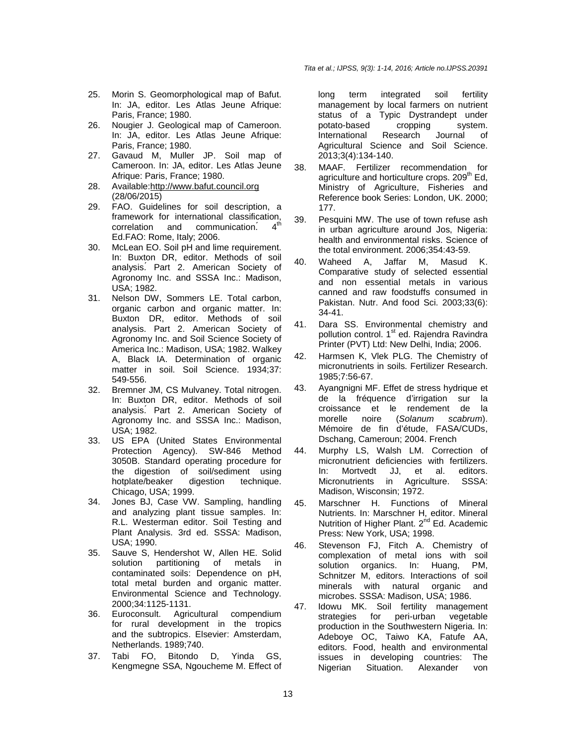25. Morin S. Geomorphological map of Bafut. In: JA, editor. Les Atlas Jeune Afrique: Paris, France; 1980.
26. Nougier J. Geological map of Cameroon. In: JA, editor. Les Atlas Jeune Afrique: Paris, France; 1980.
27. Gavaud M, Muller JP. Soil map of Cameroon. In: JA, editor. Les Atlas Jeune Afrique: Paris, France; 1980.
28. Available:http://www.bafut.council.org (28/06/2015)
29. FAO. Guidelines for soil description, a framework for international classification, correlation and communication. 4th Ed.FAO: Rome, Italy; 2006.
30. McLean EO. Soil pH and lime requirement. In: Buxton DR, editor. Methods of soil analysis. Part 2. American Society of Agronomy Inc. and SSSA Inc.: Madison, USA; 1982.
31. Nelson DW, Sommers LE. Total carbon, organic carbon and organic matter. In: Buxton DR, editor. Methods of soil analysis. Part 2. American Society of Agronomy Inc. and Soil Science Society of America Inc.: Madison, USA; 1982. Walkey A, Black IA. Determination of organic matter in soil. Soil Science. 1934;37: 549-556.
32. Bremner JM, CS Mulvaney. Total nitrogen. In: Buxton DR, editor. Methods of soil analysis. Part 2. American Society of Agronomy Inc. and SSSA Inc.: Madison, USA; 1982.
33. US EPA (United States Environmental Protection Agency). SW-846 Method 3050B. Standard operating procedure for the digestion of soil/sediment using hotplate/beaker digestion technique. Chicago, USA; 1999.
34. Jones BJ, Case VW. Sampling, handling and analyzing plant tissue samples. In: R.L. Westerman editor. Soil Testing and Plant Analysis. 3rd ed. SSSA: Madison, USA; 1990.
35. Sauve S, Hendershot W, Allen HE. Solid solution partitioning of metals in contaminated soils: Dependence on pH, total metal burden and organic matter. Environmental Science and Technology. 2000;34:1125-1131.
36. Euroconsult. Agricultural compendium for rural development in the tropics and the subtropics. Elsevier: Amsterdam, Netherlands. 1989;740.
37. Tabi FO, Bitondo D, Yinda GS, Kengmegne SSA, Ngoucheme M. Effect of long term integrated soil fertility management by local farmers on nutrient status of a Typic Dystrandept under potato-based cropping system. International Research Journal of Agricultural Science and Soil Science. 2013;3(4):134-140.
38. MAAF. Fertilizer recommendation for agriculture and horticulture crops. 209th Ed, Ministry of Agriculture, Fisheries and Reference book Series: London, UK. 2000; 177.
39. Pesquini MW. The use of town refuse ash in urban agriculture around Jos, Nigeria: health and environmental risks. Science of the total environment. 2006;354:43-59.
40. Waheed A, Jaffar M, Masud K. Comparative study of selected essential and non essential metals in various canned and raw foodstuffs consumed in Pakistan. Nutr. And food Sci. 2003;33(6): 34-41.
41. Dara SS. Environmental chemistry and pollution control. 1st ed. Rajendra Ravindra Printer (PVT) Ltd: New Delhi, India; 2006.
42. Harmsen K, Vlek PLG. The Chemistry of micronutrients in soils. Fertilizer Research. 1985;7:56-67.
43. Ayangnigni MF. Effet de stress hydrique et de la fréquence d'irrigation sur la croissance et le rendement de la morelle noire (*Solanum scabrum*). Mémoire de fin d'étude, FASA/CUDs, Dschang, Cameroun; 2004. French
44. Murphy LS, Walsh LM. Correction of micronutrient deficiencies with fertilizers. In: Mortvedt JJ, et al. editors. Micronutrients in Agriculture. SSSA: Madison, Wisconsin; 1972.
45. Marschner H. Functions of Mineral Nutrients. In: Marschner H, editor. Mineral Nutrition of Higher Plant. 2nd Ed. Academic Press: New York, USA; 1998.
46. Stevenson FJ, Fitch A. Chemistry of complexation of metal ions with soil solution organics. In: Huang, PM, Schnitzer M, editors. Interactions of soil minerals with natural organic and microbes. SSSA: Madison, USA; 1986.
47. Idowu MK. Soil fertility management strategies for peri-urban vegetable production in the Southwestern Nigeria. In: Adeboye OC, Taiwo KA, Fatufe AA, editors. Food, health and environmental issues in developing countries: The Nigerian Situation. Alexander von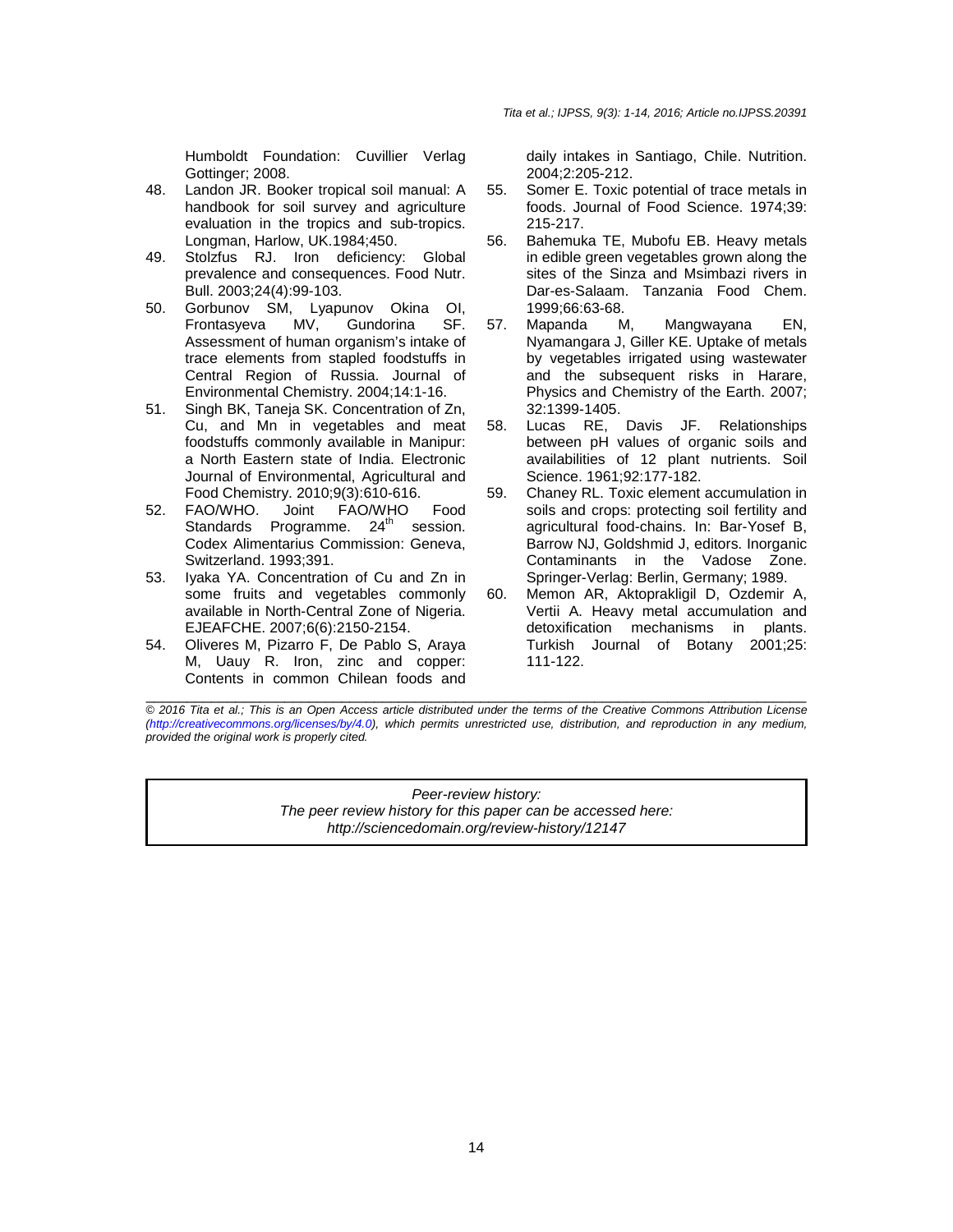Humboldt Foundation: Cuvillier Verlag Gottinger; 2008.

48. Landon JR. Booker tropical soil manual: A handbook for soil survey and agriculture evaluation in the tropics and sub-tropics. Longman, Harlow, UK.1984;450.
49. Stolzfus RJ. Iron deficiency: Global prevalence and consequences. Food Nutr. Bull. 2003;24(4):99-103.
50. Gorbunov SM, Lyapunov Okina OI, Frontasyeva MV, Gundorina SF. Assessment of human organism's intake of trace elements from stapled foodstuffs in Central Region of Russia. Journal of Environmental Chemistry. 2004;14:1-16.
51. Singh BK, Taneja SK. Concentration of Zn, Cu, and Mn in vegetables and meat foodstuffs commonly available in Manipur: a North Eastern state of India. Electronic Journal of Environmental, Agricultural and Food Chemistry. 2010;9(3):610-616.
52. FAO/WHO. Joint FAO/WHO Food Standards Programme. 24th session. Codex Alimentarius Commission: Geneva, Switzerland. 1993;391.
53. Iyaka YA. Concentration of Cu and Zn in some fruits and vegetables commonly available in North-Central Zone of Nigeria. EJEAFCHE. 2007;6(6):2150-2154.
54. Oliveres M, Pizarro F, De Pablo S, Araya M, Uauy R. Iron, zinc and copper: Contents in common Chilean foods and daily intakes in Santiago, Chile. Nutrition. 2004;2:205-212.
55. Somer E. Toxic potential of trace metals in foods. Journal of Food Science. 1974;39: 215-217.
56. Bahemuka TE, Mubofu EB. Heavy metals in edible green vegetables grown along the sites of the Sinza and Msimbazi rivers in Dar-es-Salaam. Tanzania Food Chem. 1999;66:63-68.
57. Mapanda M, Mangwayana EN, Nyamangara J, Giller KE. Uptake of metals by vegetables irrigated using wastewater and the subsequent risks in Harare, Physics and Chemistry of the Earth. 2007; 32:1399-1405.
58. Lucas RE, Davis JF. Relationships between pH values of organic soils and availabilities of 12 plant nutrients. Soil Science. 1961;92:177-182.
59. Chaney RL. Toxic element accumulation in soils and crops: protecting soil fertility and agricultural food-chains. In: Bar-Yosef B, Barrow NJ, Goldshmid J, editors. Inorganic Contaminants in the Vadose Zone. Springer-Verlag: Berlin, Germany; 1989.
60. Memon AR, Aktoprakligil D, Ozdemir A, Vertii A. Heavy metal accumulation and detoxification mechanisms in plants. Turkish Journal of Botany 2001;25: 111-122.

---

*© 2016 Tita et al.; This is an Open Access article distributed under the terms of the Creative Commons Attribution License (http://creativecommons.org/licenses/by/4.0), which permits unrestricted use, distribution, and reproduction in any medium, provided the original work is properly cited.*

*Peer-review history:*
*The peer review history for this paper can be accessed here:*
*http://sciencedomain.org/review-history/12147*